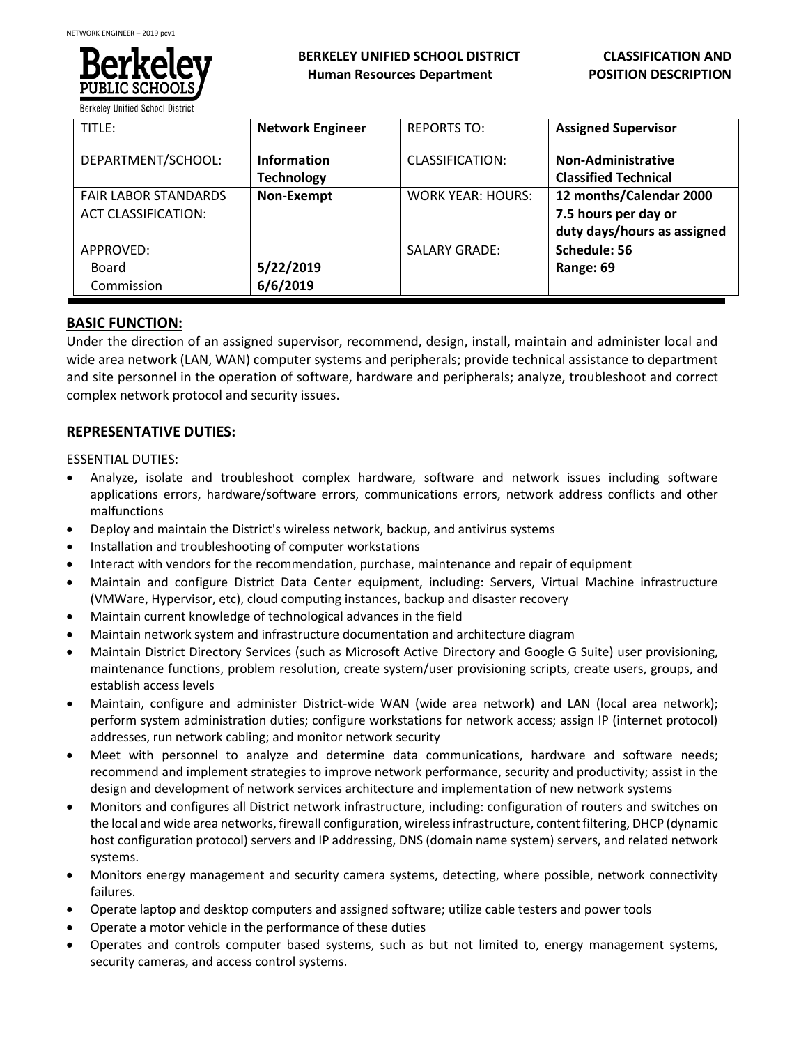**BERKELEY UNIFIED SCHOOL DISTRICT**
**Human Resources Department**

**CLASSIFICATION AND POSITION DESCRIPTION**

| TITLE: | **Network Engineer** | REPORTS TO: | **Assigned Supervisor** |
|---|---|---|---|
| DEPARTMENT/SCHOOL: | **Information Technology** | CLASSIFICATION: | **Non-Administrative Classified Technical** |
| FAIR LABOR STANDARDS ACT CLASSIFICATION: | **Non-Exempt** | WORK YEAR: HOURS: | **12 months/Calendar 2000 7.5 hours per day or duty days/hours as assigned** |
| APPROVED: Board Commission | **5/22/2019 6/6/2019** | SALARY GRADE: | **Schedule: 56 Range: 69** |

## BASIC FUNCTION:

Under the direction of an assigned supervisor, recommend, design, install, maintain and administer local and wide area network (LAN, WAN) computer systems and peripherals; provide technical assistance to department and site personnel in the operation of software, hardware and peripherals; analyze, troubleshoot and correct complex network protocol and security issues.

## REPRESENTATIVE DUTIES:

ESSENTIAL DUTIES:

- Analyze, isolate and troubleshoot complex hardware, software and network issues including software applications errors, hardware/software errors, communications errors, network address conflicts and other malfunctions
- Deploy and maintain the District's wireless network, backup, and antivirus systems
- Installation and troubleshooting of computer workstations
- Interact with vendors for the recommendation, purchase, maintenance and repair of equipment
- Maintain and configure District Data Center equipment, including: Servers, Virtual Machine infrastructure (VMWare, Hypervisor, etc), cloud computing instances, backup and disaster recovery
- Maintain current knowledge of technological advances in the field
- Maintain network system and infrastructure documentation and architecture diagram
- Maintain District Directory Services (such as Microsoft Active Directory and Google G Suite) user provisioning, maintenance functions, problem resolution, create system/user provisioning scripts, create users, groups, and establish access levels
- Maintain, configure and administer District-wide WAN (wide area network) and LAN (local area network); perform system administration duties; configure workstations for network access; assign IP (internet protocol) addresses, run network cabling; and monitor network security
- Meet with personnel to analyze and determine data communications, hardware and software needs; recommend and implement strategies to improve network performance, security and productivity; assist in the design and development of network services architecture and implementation of new network systems
- Monitors and configures all District network infrastructure, including: configuration of routers and switches on the local and wide area networks, firewall configuration, wireless infrastructure, content filtering, DHCP (dynamic host configuration protocol) servers and IP addressing, DNS (domain name system) servers, and related network systems.
- Monitors energy management and security camera systems, detecting, where possible, network connectivity failures.
- Operate laptop and desktop computers and assigned software; utilize cable testers and power tools
- Operate a motor vehicle in the performance of these duties
- Operates and controls computer based systems, such as but not limited to, energy management systems, security cameras, and access control systems.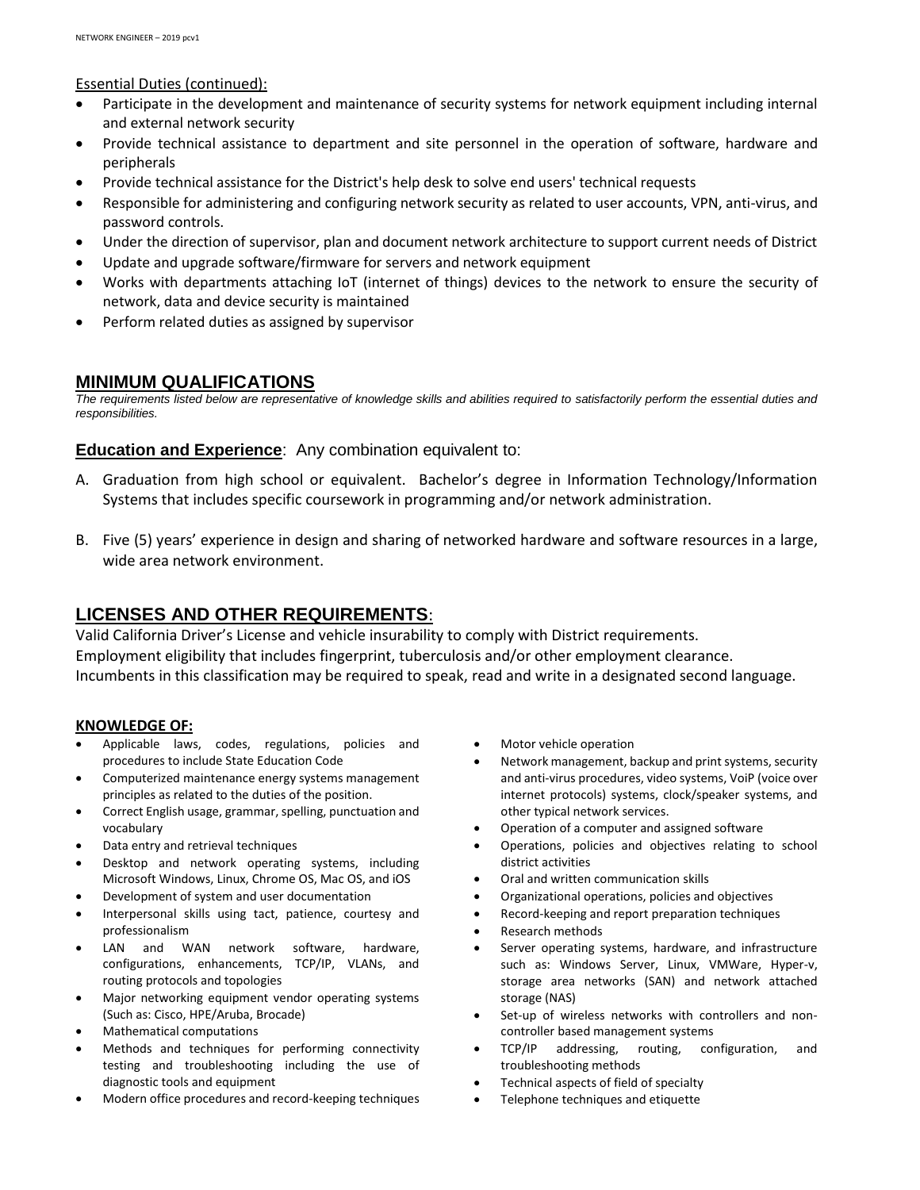Essential Duties (continued):

- Participate in the development and maintenance of security systems for network equipment including internal and external network security
- Provide technical assistance to department and site personnel in the operation of software, hardware and peripherals
- Provide technical assistance for the District's help desk to solve end users' technical requests
- Responsible for administering and configuring network security as related to user accounts, VPN, anti-virus, and password controls.
- Under the direction of supervisor, plan and document network architecture to support current needs of District
- Update and upgrade software/firmware for servers and network equipment
- Works with departments attaching IoT (internet of things) devices to the network to ensure the security of network, data and device security is maintained
- Perform related duties as assigned by supervisor

## MINIMUM QUALIFICATIONS

*The requirements listed below are representative of knowledge skills and abilities required to satisfactorily perform the essential duties and responsibilities.*

### **Education and Experience**: Any combination equivalent to:

A. Graduation from high school or equivalent. Bachelor's degree in Information Technology/Information Systems that includes specific coursework in programming and/or network administration.

B. Five (5) years' experience in design and sharing of networked hardware and software resources in a large, wide area network environment.

## LICENSES AND OTHER REQUIREMENTS:

Valid California Driver's License and vehicle insurability to comply with District requirements.
Employment eligibility that includes fingerprint, tuberculosis and/or other employment clearance.
Incumbents in this classification may be required to speak, read and write in a designated second language.

### KNOWLEDGE OF:

- Applicable laws, codes, regulations, policies and procedures to include State Education Code
- Computerized maintenance energy systems management principles as related to the duties of the position.
- Correct English usage, grammar, spelling, punctuation and vocabulary
- Data entry and retrieval techniques
- Desktop and network operating systems, including Microsoft Windows, Linux, Chrome OS, Mac OS, and iOS
- Development of system and user documentation
- Interpersonal skills using tact, patience, courtesy and professionalism
- LAN and WAN network software, hardware, configurations, enhancements, TCP/IP, VLANs, and routing protocols and topologies
- Major networking equipment vendor operating systems (Such as: Cisco, HPE/Aruba, Brocade)
- Mathematical computations
- Methods and techniques for performing connectivity testing and troubleshooting including the use of diagnostic tools and equipment
- Modern office procedures and record-keeping techniques
- Motor vehicle operation
- Network management, backup and print systems, security and anti-virus procedures, video systems, VoiP (voice over internet protocols) systems, clock/speaker systems, and other typical network services.
- Operation of a computer and assigned software
- Operations, policies and objectives relating to school district activities
- Oral and written communication skills
- Organizational operations, policies and objectives
- Record-keeping and report preparation techniques
- Research methods
- Server operating systems, hardware, and infrastructure such as: Windows Server, Linux, VMWare, Hyper-v, storage area networks (SAN) and network attached storage (NAS)
- Set-up of wireless networks with controllers and non-controller based management systems
- TCP/IP addressing, routing, configuration, and troubleshooting methods
- Technical aspects of field of specialty
- Telephone techniques and etiquette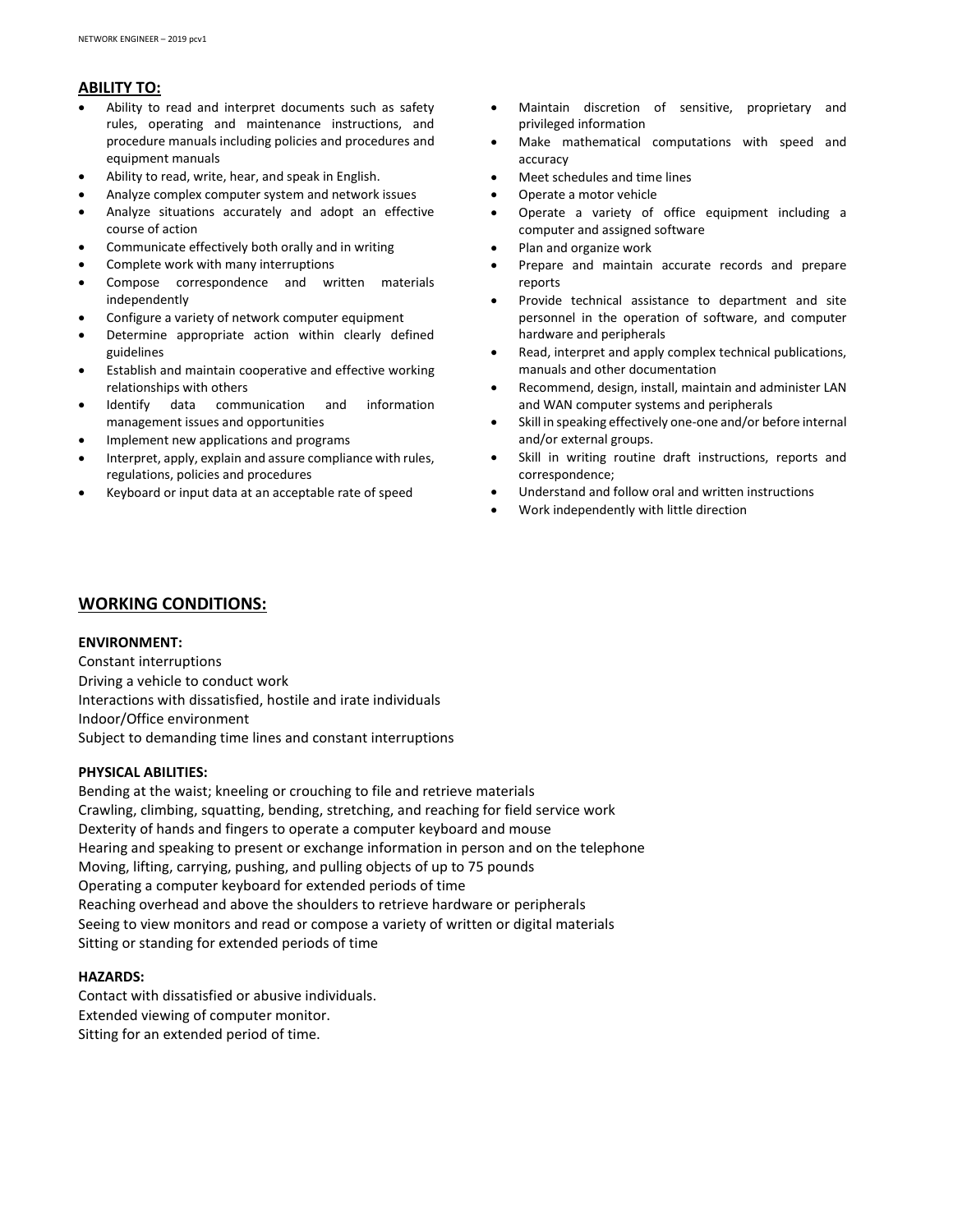## ABILITY TO:

- Ability to read and interpret documents such as safety rules, operating and maintenance instructions, and procedure manuals including policies and procedures and equipment manuals
- Ability to read, write, hear, and speak in English.
- Analyze complex computer system and network issues
- Analyze situations accurately and adopt an effective course of action
- Communicate effectively both orally and in writing
- Complete work with many interruptions
- Compose correspondence and written materials independently
- Configure a variety of network computer equipment
- Determine appropriate action within clearly defined guidelines
- Establish and maintain cooperative and effective working relationships with others
- Identify data communication and information management issues and opportunities
- Implement new applications and programs
- Interpret, apply, explain and assure compliance with rules, regulations, policies and procedures
- Keyboard or input data at an acceptable rate of speed
- Maintain discretion of sensitive, proprietary and privileged information
- Make mathematical computations with speed and accuracy
- Meet schedules and time lines
- Operate a motor vehicle
- Operate a variety of office equipment including a computer and assigned software
- Plan and organize work
- Prepare and maintain accurate records and prepare reports
- Provide technical assistance to department and site personnel in the operation of software, and computer hardware and peripherals
- Read, interpret and apply complex technical publications, manuals and other documentation
- Recommend, design, install, maintain and administer LAN and WAN computer systems and peripherals
- Skill in speaking effectively one-one and/or before internal and/or external groups.
- Skill in writing routine draft instructions, reports and correspondence;
- Understand and follow oral and written instructions
- Work independently with little direction

## WORKING CONDITIONS:

**ENVIRONMENT:**

Constant interruptions
Driving a vehicle to conduct work
Interactions with dissatisfied, hostile and irate individuals
Indoor/Office environment
Subject to demanding time lines and constant interruptions

**PHYSICAL ABILITIES:**

Bending at the waist; kneeling or crouching to file and retrieve materials
Crawling, climbing, squatting, bending, stretching, and reaching for field service work
Dexterity of hands and fingers to operate a computer keyboard and mouse
Hearing and speaking to present or exchange information in person and on the telephone
Moving, lifting, carrying, pushing, and pulling objects of up to 75 pounds
Operating a computer keyboard for extended periods of time
Reaching overhead and above the shoulders to retrieve hardware or peripherals
Seeing to view monitors and read or compose a variety of written or digital materials
Sitting or standing for extended periods of time

**HAZARDS:**

Contact with dissatisfied or abusive individuals.
Extended viewing of computer monitor.
Sitting for an extended period of time.